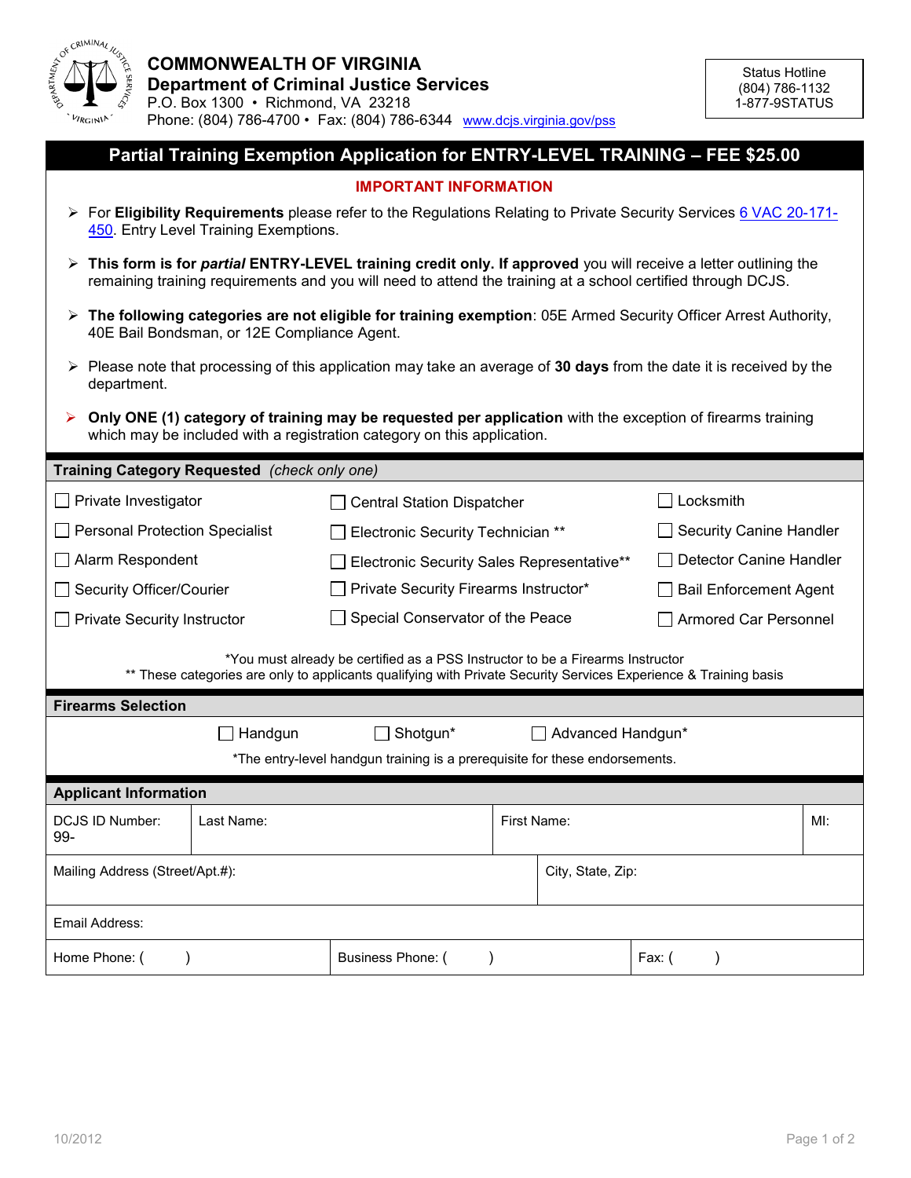# COMMONWEALTH OF VIRGINIA
## Department of Criminal Justice Services

P.O. Box 1300 • Richmond, VA 23218
Phone: (804) 786-4700 • Fax: (804) 786-6344 www.dcjs.virginia.gov/pss

Status Hotline
(804) 786-1132
1-877-9STATUS

## Partial Training Exemption Application for ENTRY-LEVEL TRAINING – FEE $25.00

### IMPORTANT INFORMATION

- For **Eligibility Requirements** please refer to the Regulations Relating to Private Security Services 6 VAC 20-171-450. Entry Level Training Exemptions.
- **This form is for *partial* ENTRY-LEVEL training credit only. If approved** you will receive a letter outlining the remaining training requirements and you will need to attend the training at a school certified through DCJS.
- **The following categories are not eligible for training exemption**: 05E Armed Security Officer Arrest Authority, 40E Bail Bondsman, or 12E Compliance Agent.
- Please note that processing of this application may take an average of **30 days** from the date it is received by the department.
- **Only ONE (1) category of training may be requested per application** with the exception of firearms training which may be included with a registration category on this application.

### Training Category Requested *(check only one)*

| | | |
|---|---|---|
| ☐ Private Investigator | ☐ Central Station Dispatcher | ☐ Locksmith |
| ☐ Personal Protection Specialist | ☐ Electronic Security Technician ** | ☐ Security Canine Handler |
| ☐ Alarm Respondent | ☐ Electronic Security Sales Representative** | ☐ Detector Canine Handler |
| ☐ Security Officer/Courier | ☐ Private Security Firearms Instructor* | ☐ Bail Enforcement Agent |
| ☐ Private Security Instructor | ☐ Special Conservator of the Peace | ☐ Armored Car Personnel |

*You must already be certified as a PSS Instructor to be a Firearms Instructor
** These categories are only to applicants qualifying with Private Security Services Experience & Training basis

### Firearms Selection

☐ Handgun ☐ Shotgun* ☐ Advanced Handgun*

*The entry-level handgun training is a prerequisite for these endorsements.

### Applicant Information

| DCJS ID Number: 99- | Last Name: | First Name: | MI: |
|---|---|---|---|
| Mailing Address (Street/Apt.#): | | City, State, Zip: | |
| Email Address: | | | |
| Home Phone: ( ) | Business Phone: ( ) | Fax: ( ) | |

10/2012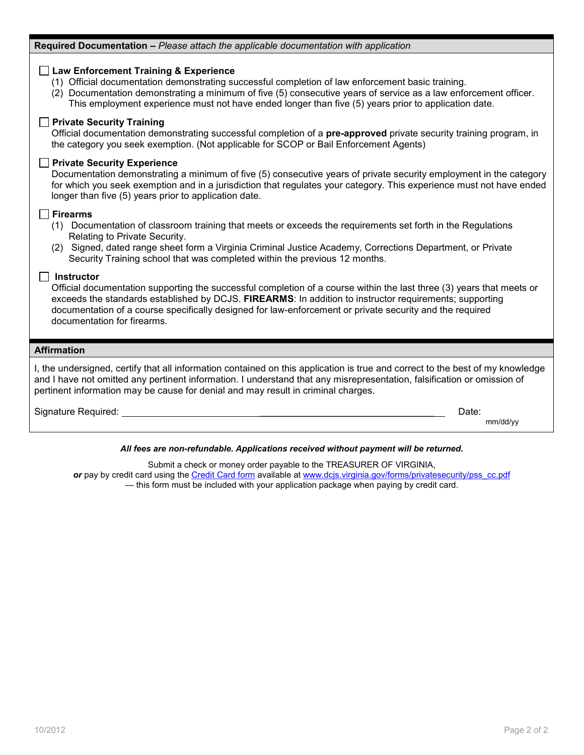## Required Documentation – *Please attach the applicable documentation with application*

☐ **Law Enforcement Training & Experience**

(1) Official documentation demonstrating successful completion of law enforcement basic training.

(2) Documentation demonstrating a minimum of five (5) consecutive years of service as a law enforcement officer. This employment experience must not have ended longer than five (5) years prior to application date.

☐ **Private Security Training**

Official documentation demonstrating successful completion of a **pre-approved** private security training program, in the category you seek exemption. (Not applicable for SCOP or Bail Enforcement Agents)

☐ **Private Security Experience**

Documentation demonstrating a minimum of five (5) consecutive years of private security employment in the category for which you seek exemption and in a jurisdiction that regulates your category. This experience must not have ended longer than five (5) years prior to application date.

☐ **Firearms**

(1) Documentation of classroom training that meets or exceeds the requirements set forth in the Regulations Relating to Private Security.

(2) Signed, dated range sheet form a Virginia Criminal Justice Academy, Corrections Department, or Private Security Training school that was completed within the previous 12 months.

☐ **Instructor**

Official documentation supporting the successful completion of a course within the last three (3) years that meets or exceeds the standards established by DCJS. **FIREARMS**: In addition to instructor requirements; supporting documentation of a course specifically designed for law-enforcement or private security and the required documentation for firearms.

## Affirmation

I, the undersigned, certify that all information contained on this application is true and correct to the best of my knowledge and I have not omitted any pertinent information. I understand that any misrepresentation, falsification or omission of pertinent information may be cause for denial and may result in criminal charges.

Signature Required: ______________________________________________ Date: ________ mm/dd/yy

***All fees are non-refundable. Applications received without payment will be returned.***

Submit a check or money order payable to the TREASURER OF VIRGINIA,
***or*** pay by credit card using the Credit Card form available at www.dcjs.virginia.gov/forms/privatesecurity/pss_cc.pdf
— this form must be included with your application package when paying by credit card.

10/2012